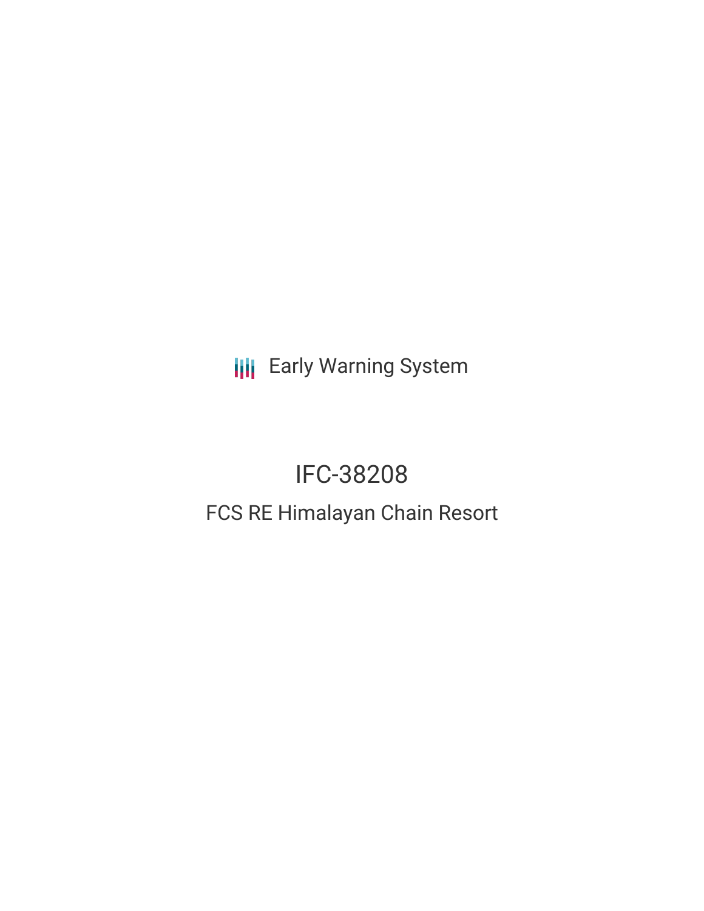Early Warning System

# IFC-38208

## FCS RE Himalayan Chain Resort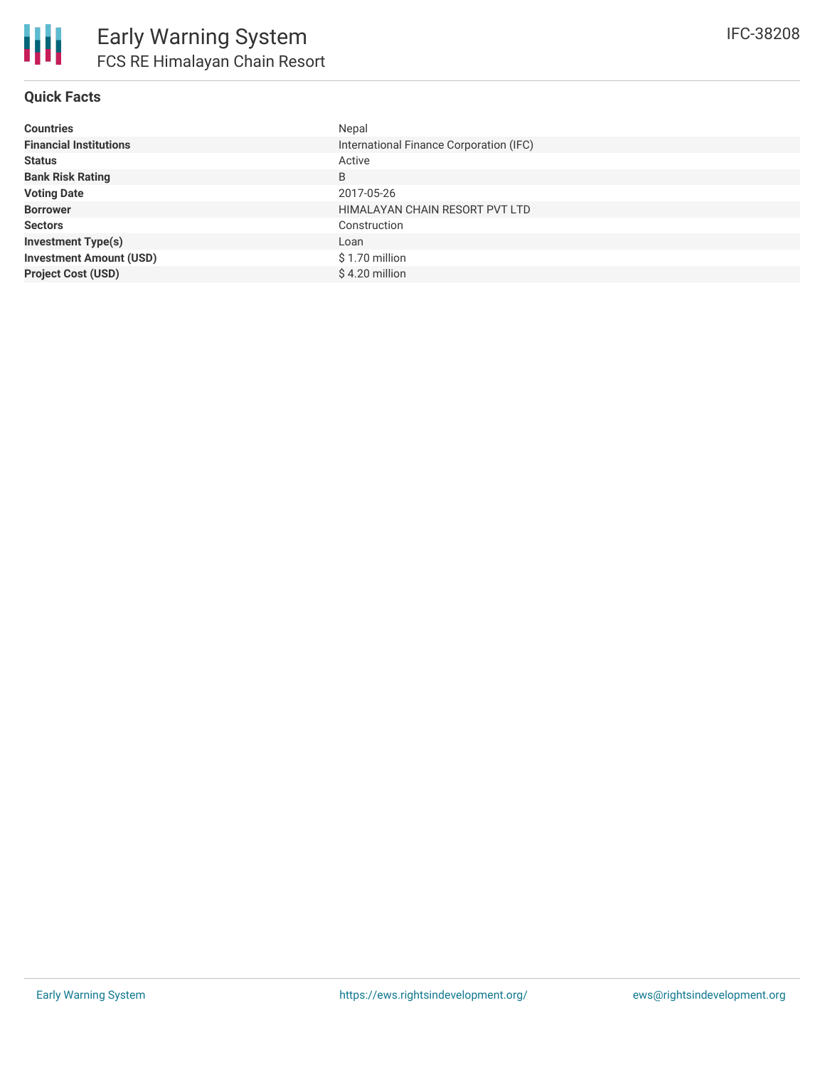# Early Warning System

## FCS RE Himalayan Chain Resort

IFC-38208

### Quick Facts

| | |
|---|---|
| **Countries** | Nepal |
| **Financial Institutions** | International Finance Corporation (IFC) |
| **Status** | Active |
| **Bank Risk Rating** | B |
| **Voting Date** | 2017-05-26 |
| **Borrower** | HIMALAYAN CHAIN RESORT PVT LTD |
| **Sectors** | Construction |
| **Investment Type(s)** | Loan |
| **Investment Amount (USD)** | $ 1.70 million |
| **Project Cost (USD)** | $ 4.20 million |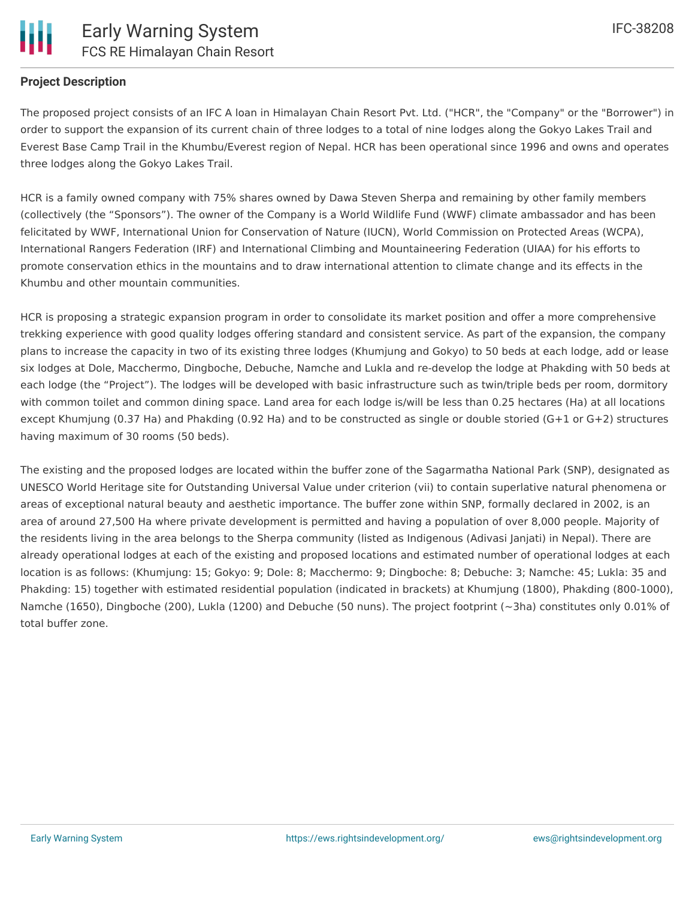**Project Description**

The proposed project consists of an IFC A loan in Himalayan Chain Resort Pvt. Ltd. ("HCR", the "Company" or the "Borrower") in order to support the expansion of its current chain of three lodges to a total of nine lodges along the Gokyo Lakes Trail and Everest Base Camp Trail in the Khumbu/Everest region of Nepal. HCR has been operational since 1996 and owns and operates three lodges along the Gokyo Lakes Trail.

HCR is a family owned company with 75% shares owned by Dawa Steven Sherpa and remaining by other family members (collectively (the “Sponsors”). The owner of the Company is a World Wildlife Fund (WWF) climate ambassador and has been felicitated by WWF, International Union for Conservation of Nature (IUCN), World Commission on Protected Areas (WCPA), International Rangers Federation (IRF) and International Climbing and Mountaineering Federation (UIAA) for his efforts to promote conservation ethics in the mountains and to draw international attention to climate change and its effects in the Khumbu and other mountain communities.

HCR is proposing a strategic expansion program in order to consolidate its market position and offer a more comprehensive trekking experience with good quality lodges offering standard and consistent service. As part of the expansion, the company plans to increase the capacity in two of its existing three lodges (Khumjung and Gokyo) to 50 beds at each lodge, add or lease six lodges at Dole, Macchermo, Dingboche, Debuche, Namche and Lukla and re-develop the lodge at Phakding with 50 beds at each lodge (the “Project”). The lodges will be developed with basic infrastructure such as twin/triple beds per room, dormitory with common toilet and common dining space. Land area for each lodge is/will be less than 0.25 hectares (Ha) at all locations except Khumjung (0.37 Ha) and Phakding (0.92 Ha) and to be constructed as single or double storied (G+1 or G+2) structures having maximum of 30 rooms (50 beds).

The existing and the proposed lodges are located within the buffer zone of the Sagarmatha National Park (SNP), designated as UNESCO World Heritage site for Outstanding Universal Value under criterion (vii) to contain superlative natural phenomena or areas of exceptional natural beauty and aesthetic importance. The buffer zone within SNP, formally declared in 2002, is an area of around 27,500 Ha where private development is permitted and having a population of over 8,000 people. Majority of the residents living in the area belongs to the Sherpa community (listed as Indigenous (Adivasi Janjati) in Nepal). There are already operational lodges at each of the existing and proposed locations and estimated number of operational lodges at each location is as follows: (Khumjung: 15; Gokyo: 9; Dole: 8; Macchermo: 9; Dingboche: 8; Debuche: 3; Namche: 45; Lukla: 35 and Phakding: 15) together with estimated residential population (indicated in brackets) at Khumjung (1800), Phakding (800-1000), Namche (1650), Dingboche (200), Lukla (1200) and Debuche (50 nuns). The project footprint (~3ha) constitutes only 0.01% of total buffer zone.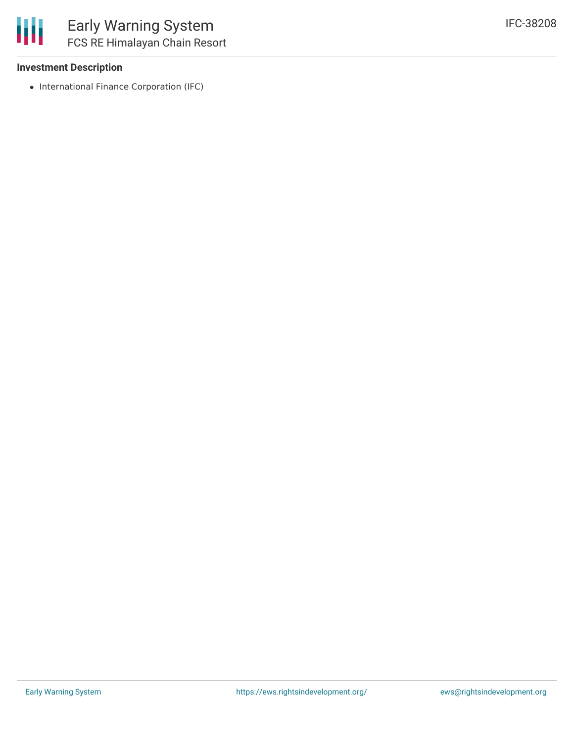### Investment Description

- International Finance Corporation (IFC)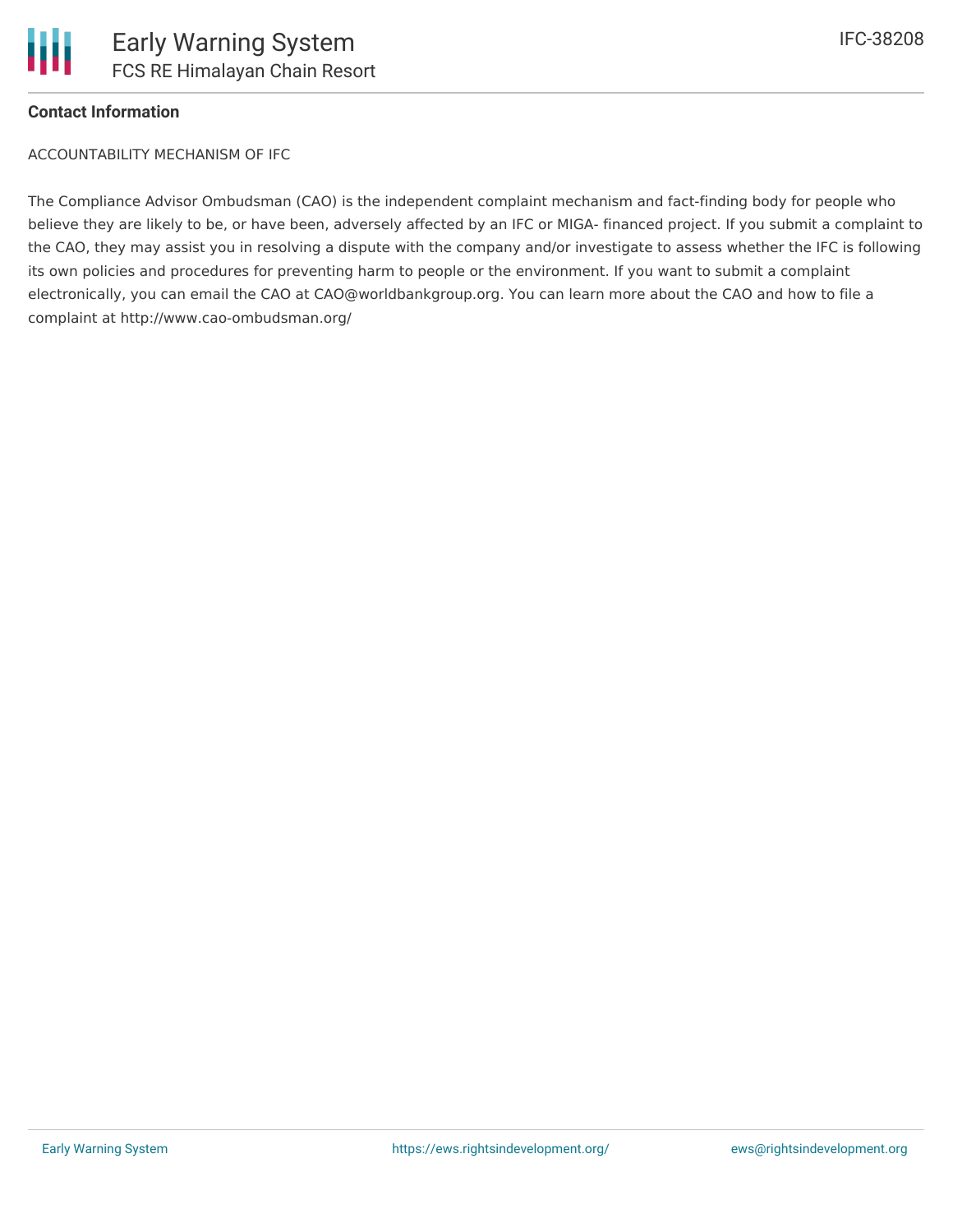**Contact Information**

ACCOUNTABILITY MECHANISM OF IFC

The Compliance Advisor Ombudsman (CAO) is the independent complaint mechanism and fact-finding body for people who believe they are likely to be, or have been, adversely affected by an IFC or MIGA- financed project. If you submit a complaint to the CAO, they may assist you in resolving a dispute with the company and/or investigate to assess whether the IFC is following its own policies and procedures for preventing harm to people or the environment. If you want to submit a complaint electronically, you can email the CAO at CAO@worldbankgroup.org. You can learn more about the CAO and how to file a complaint at http://www.cao-ombudsman.org/